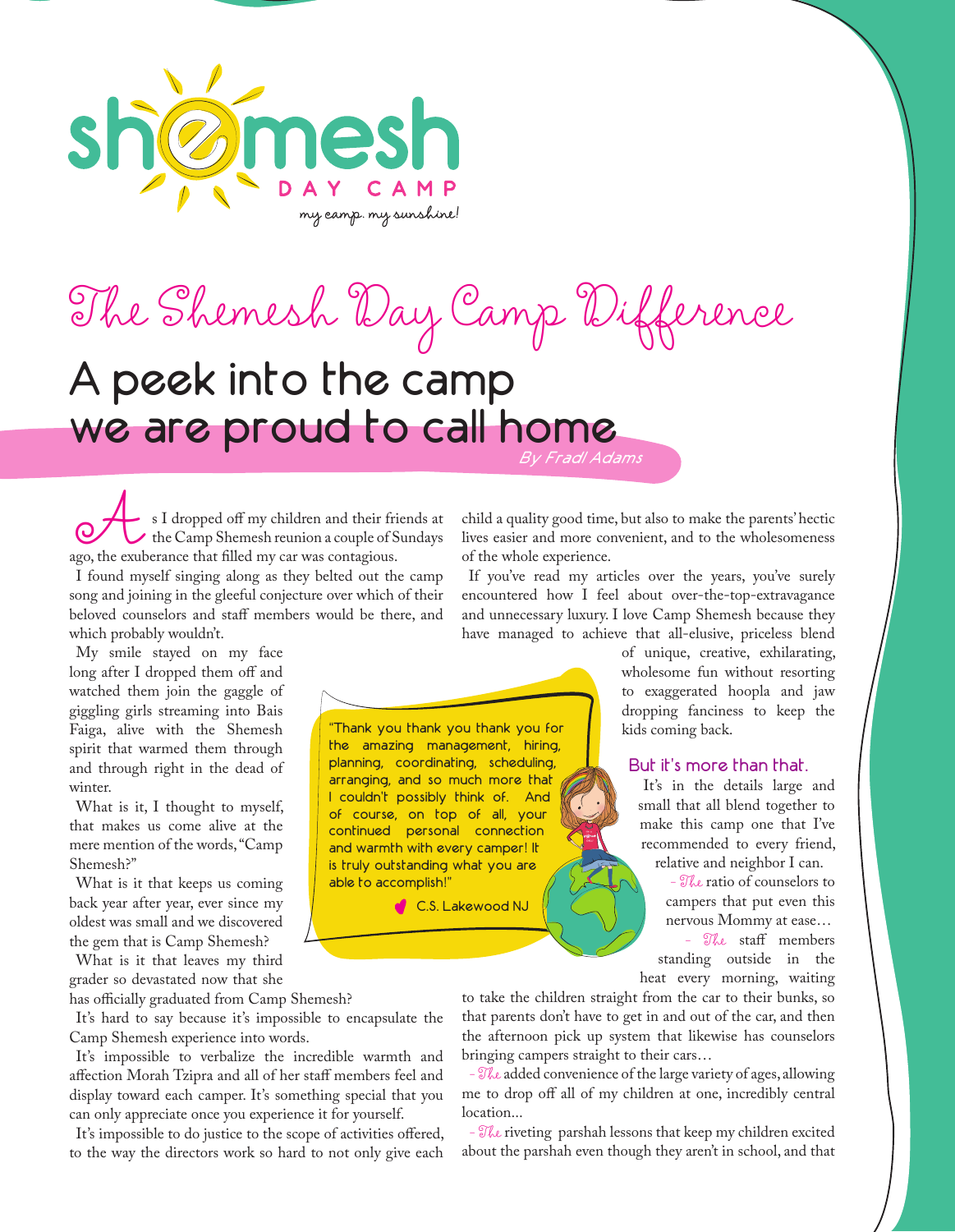shemesh DAY CAMP

my camp. my sunshine!

# The Shemesh Day Camp Difference

## A peek into the camp we are proud to call home

*By Fradl Adams*

As I dropped off my children and their friends at the Camp Shemesh reunion a couple of Sundays ago, the exuberance that filled my car was contagious.

I found myself singing along as they belted out the camp song and joining in the gleeful conjecture over which of their beloved counselors and staff members would be there, and which probably wouldn't.

My smile stayed on my face long after I dropped them off and watched them join the gaggle of giggling girls streaming into Bais Faiga, alive with the Shemesh spirit that warmed them through and through right in the dead of winter.

What is it, I thought to myself, that makes us come alive at the mere mention of the words, "Camp Shemesh?"

What is it that keeps us coming back year after year, ever since my oldest was small and we discovered the gem that is Camp Shemesh?

What is it that leaves my third grader so devastated now that she has officially graduated from Camp Shemesh?

It's hard to say because it's impossible to encapsulate the Camp Shemesh experience into words.

It's impossible to verbalize the incredible warmth and affection Morah Tzipra and all of her staff members feel and display toward each camper. It's something special that you can only appreciate once you experience it for yourself.

It's impossible to do justice to the scope of activities offered, to the way the directors work so hard to not only give each child a quality good time, but also to make the parents' hectic lives easier and more convenient, and to the wholesomeness of the whole experience.

If you've read my articles over the years, you've surely encountered how I feel about over-the-top-extravagance and unnecessary luxury. I love Camp Shemesh because they have managed to achieve that all-elusive, priceless blend of unique, creative, exhilarating, wholesome fun without resorting to exaggerated hoopla and jaw dropping fanciness to keep the kids coming back.

> "Thank you thank you thank you for the amazing management, hiring, planning, coordinating, scheduling, arranging, and so much more that I couldn't possibly think of. And of course, on top of all, your continued personal connection and warmth with every camper! It is truly outstanding what you are able to accomplish!"
>
> C.S. Lakewood NJ

### But it's more than that.

It's in the details large and small that all blend together to make this camp one that I've recommended to every friend, relative and neighbor I can.

- The ratio of counselors to campers that put even this nervous Mommy at ease…
- The staff members standing outside in the heat every morning, waiting to take the children straight from the car to their bunks, so that parents don't have to get in and out of the car, and then the afternoon pick up system that likewise has counselors bringing campers straight to their cars…
- The added convenience of the large variety of ages, allowing me to drop off all of my children at one, incredibly central location...
- The riveting parshah lessons that keep my children excited about the parshah even though they aren't in school, and that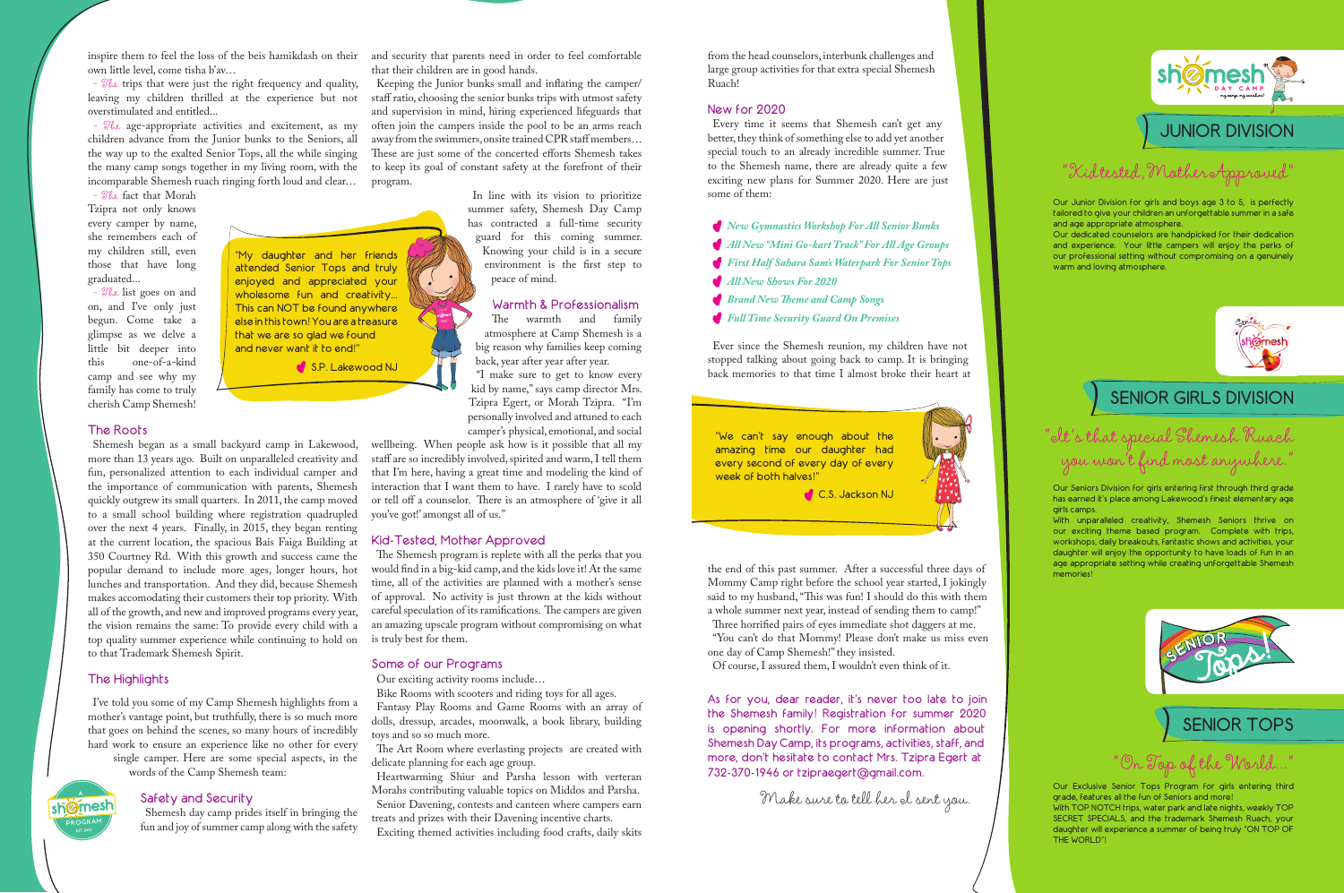inspire them to feel the loss of the beis hamikdash on their own little level, come tisha b'av…

- *The* trips that were just the right frequency and quality, leaving my children thrilled at the experience but not overstimulated and entitled…

- *The* age-appropriate activities and excitement, as my children advance from the Junior bunks to the Seniors, all the way up to the exalted Senior Tops, all the while singing the many camp songs together in my living room, with the incomparable Shemesh ruach ringing forth loud and clear…

- *The* fact that Morah Tzipra not only knows every camper by name, she remembers each of my children still, even those that have long graduated…

- *The* list goes on and on, and I've only just begun. Come take a glimpse as we delve a little bit deeper into this one-of-a-kind camp and see why my family has come to truly cherish Camp Shemesh!

> "My daughter and her friends attended Senior Tops and truly enjoyed and appreciated your wholesome fun and creativity… This can NOT be found anywhere else in this town! You are a treasure that we are so glad we found and never want it to end!"
>
> S.P. Lakewood NJ

## The Roots

Shemesh began as a small backyard camp in Lakewood, more than 13 years ago. Built on unparalleled creativity and fun, personalized attention to each individual camper and the importance of communication with parents, Shemesh quickly outgrew its small quarters. In 2011, the camp moved to a small school building where registration quadrupled over the next 4 years. Finally, in 2015, they began renting at the current location, the spacious Bais Faiga Building at 350 Courtney Rd. With this growth and success came the popular demand to include more ages, longer hours, hot lunches and transportation. And they did, because Shemesh makes accomodating their customers their top priority. With all of the growth, and new and improved programs every year, the vision remains the same: To provide every child with a top quality summer experience while continuing to hold on to that Trademark Shemesh Spirit.

## The Highlights

I've told you some of my Camp Shemesh highlights from a mother's vantage point, but truthfully, there is so much more that goes on behind the scenes, so many hours of incredibly hard work to ensure an experience like no other for every single camper. Here are some special aspects, in the words of the Camp Shemesh team:

### Safety and Security

Shemesh day camp prides itself in bringing the fun and joy of summer camp along with the safety and security that parents need in order to feel comfortable that their children are in good hands.

Keeping the Junior bunks small and inflating the camper/staff ratio, choosing the senior bunks trips with utmost safety and supervision in mind, hiring experienced lifeguards that often join the campers inside the pool to be an arms reach away from the swimmers, onsite trained CPR staff members… These are just some of the concerted efforts Shemesh takes to keep its goal of constant safety at the forefront of their program.

In line with its vision to prioritize summer safety, Shemesh Day Camp has contracted a full-time security guard for this coming summer. Knowing your child is in a secure environment is the first step to peace of mind.

### Warmth & Professionalism

The warmth and family atmosphere at Camp Shemesh is a big reason why families keep coming back, year after year after year.

"I make sure to get to know every kid by name," says camp director Mrs. Tzipra Egert, or Morah Tzipra. "I'm personally involved and attuned to each camper's physical, emotional, and social wellbeing. When people ask how is it possible that all my staff are so incredibly involved, spirited and warm, I tell them that I'm here, having a great time and modeling the kind of interaction that I want them to have. I rarely have to scold or tell off a counselor. There is an atmosphere of 'give it all you've got!' amongst all of us."

### Kid-Tested, Mother Approved

The Shemesh program is replete with all the perks that you would find in a big-kid camp, and the kids love it! At the same time, all of the activities are planned with a mother's sense of approval. No activity is just thrown at the kids without careful speculation of its ramifications. The campers are given an amazing upscale program without compromising on what is truly best for them.

### Some of our Programs

Our exciting activity rooms include…

Bike Rooms with scooters and riding toys for all ages.

Fantasy Play Rooms and Game Rooms with an array of dolls, dressup, arcades, moonwalk, a book library, building toys and so so much more.

The Art Room where everlasting projects are created with delicate planning for each age group.

Heartwarming Shiur and Parsha lesson with verteran Morahs contributing valuable topics on Middos and Parsha.

Senior Davening, contests and canteen where campers earn treats and prizes with their Davening incentive charts.

Exciting themed activities including food crafts, daily skits from the head counselors, interbunk challenges and large group activities for that extra special Shemesh Ruach!

### New for 2020

Every time it seems that Shemesh can't get any better, they think of something else to add yet another special touch to an already incredible summer. True to the Shemesh name, there are already quite a few exciting new plans for Summer 2020. Here are just some of them:

- *New Gymnastics Workshop For All Senior Bunks*
- *All New "Mini Go-kart Track" For All Age Groups*
- *First Half Sahara Sam's Waterpark For Senior Tops*
- *All New Shows For 2020*
- *Brand New Theme and Camp Songs*
- *Full Time Security Guard On Premises*

Ever since the Shemesh reunion, my children have not stopped talking about going back to camp. It is bringing back memories to that time I almost broke their heart at the end of this past summer. After a successful three days of Mommy Camp right before the school year started, I jokingly said to my husband, "This was fun! I should do this with them a whole summer next year, instead of sending them to camp!"

Three horrified pairs of eyes immediate shot daggers at me.

"You can't do that Mommy! Please don't make us miss even one day of Camp Shemesh!" they insisted.

Of course, I assured them, I wouldn't even think of it.

> "We can't say enough about the amazing time our daughter had every second of every day of every week of both halves!"
>
> C.S. Jackson NJ

**As for you, dear reader, it's never too late to join the Shemesh family! Registration for summer 2020 is opening shortly. For more information about Shemesh Day Camp, its programs, activities, staff, and more, don't hesitate to contact Mrs. Tzipra Egert at 732-370-1946 or tzipraegert@gmail.com.**

*Make sure to tell her I sent you.*

## JUNIOR DIVISION

*"Kid-tested, Mother Approved"*

Our Junior Division for girls and boys age 3 to 5, is perfectly tailored to give your children an unforgettable summer in a safe and age appropriate atmosphere.
Our dedicated counselors are handpicked for their dedication and experience. Your little campers will enjoy the perks of our professional setting without compromising on a genuinely warm and loving atmosphere.

## SENIOR GIRLS DIVISION

*"It's that special Shemesh Ruach you won't find most anywhere."*

Our Seniors Division for girls entering first through third grade has earned it's place among Lakewood's finest elementary age girls camps.
With unparalleled creativity, Shemesh Seniors thrive on our exciting theme based program. Complete with trips, workshops, daily breakouts, fantastic shows and activities, your daughter will enjoy the opportunity to have loads of fun in an age appropriate setting while creating unforgettable Shemesh memories!

## SENIOR TOPS

*"On Top of the World…"*

Our Exclusive Senior Tops Program for girls entering third grade, features all the fun of Seniors and more!
With TOP NOTCH trips, water park and late nights, weekly TOP SECRET SPECIALS, and the trademark Shemesh Ruach, your daughter will experience a summer of being truly "ON TOP OF THE WORLD"!